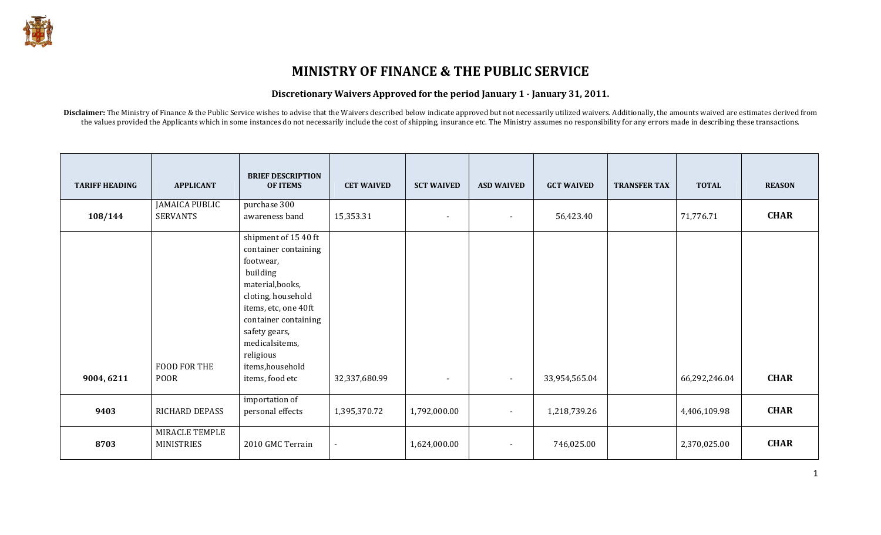# MINISTRY OF FINANCE & THE PUBLIC SERVICE

### Discretionary Waivers Approved for the period January 1 - January 31, 2011.

**Disclaimer:** The Ministry of Finance & the Public Service wishes to advise that the Waivers described below indicate approved but not necessarily utilized waivers. Additionally, the amounts waived are estimates derived from the values provided the Applicants which in some instances do not necessarily include the cost of shipping, insurance etc. The Ministry assumes no responsibility for any errors made in describing these transactions.

| TARIFF HEADING | APPLICANT | BRIEF DESCRIPTION OF ITEMS | CET WAIVED | SCT WAIVED | ASD WAIVED | GCT WAIVED | TRANSFER TAX | TOTAL | REASON |
|---|---|---|---|---|---|---|---|---|---|
| 108/144 | JAMAICA PUBLIC SERVANTS | purchase 300 awareness band | 15,353.31 | - | - | 56,423.40 | | 71,776.71 | **CHAR** |
| 9004, 6211 | FOOD FOR THE POOR | shipment of 15 40 ft container containing footwear, building material,books, cloting, household items, etc, one 40ft container containing safety gears, medicalsitems, religious items,household items, food etc | 32,337,680.99 | - | - | 33,954,565.04 | | 66,292,246.04 | **CHAR** |
| 9403 | RICHARD DEPASS | importation of personal effects | 1,395,370.72 | 1,792,000.00 | - | 1,218,739.26 | | 4,406,109.98 | **CHAR** |
| 8703 | MIRACLE TEMPLE MINISTRIES | 2010 GMC Terrain | - | 1,624,000.00 | - | 746,025.00 | | 2,370,025.00 | **CHAR** |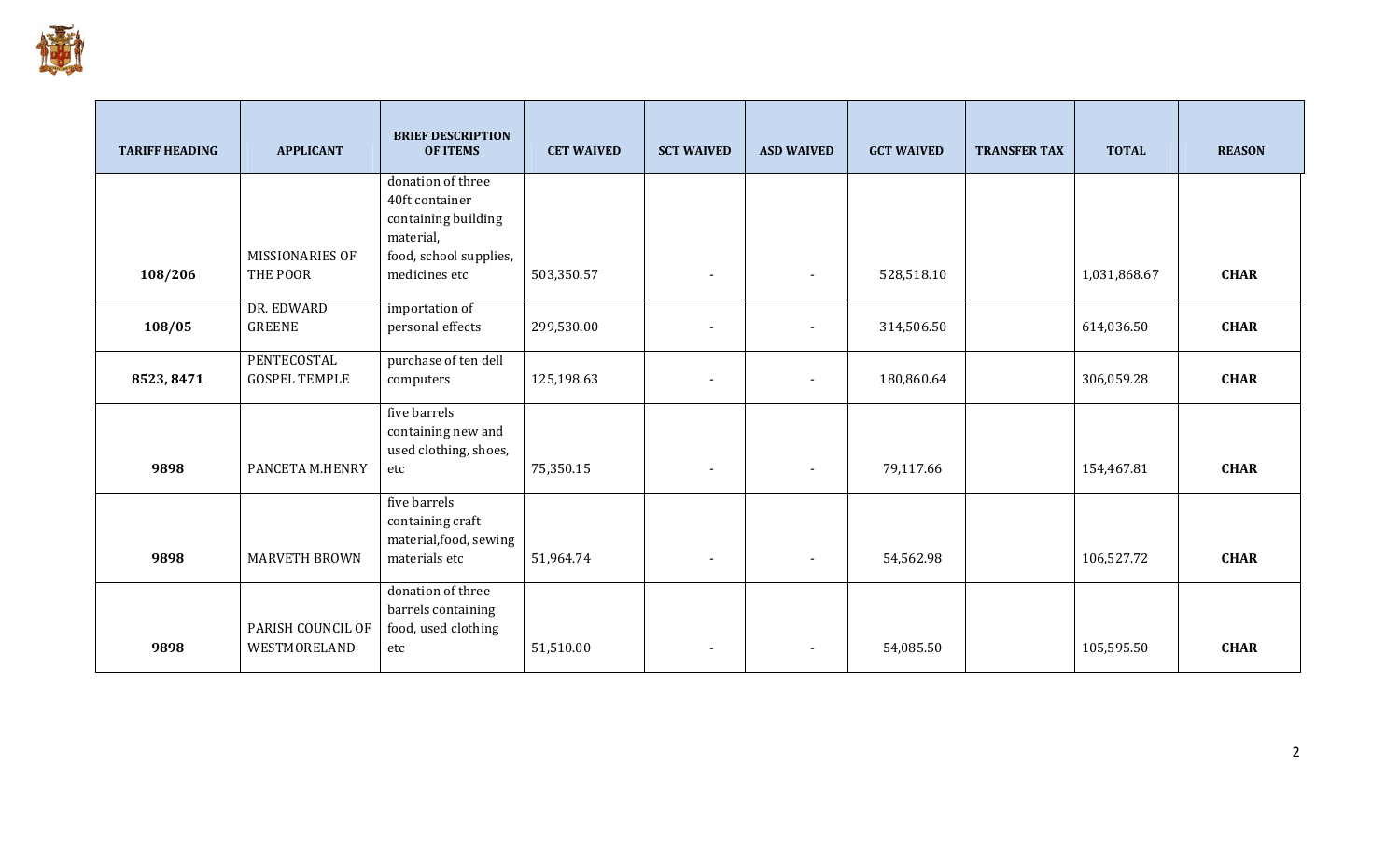| TARIFF HEADING | APPLICANT | BRIEF DESCRIPTION OF ITEMS | CET WAIVED | SCT WAIVED | ASD WAIVED | GCT WAIVED | TRANSFER TAX | TOTAL | REASON |
|---|---|---|---|---|---|---|---|---|---|
| **108/206** | MISSIONARIES OF THE POOR | donation of three 40ft container containing building material, food, school supplies, medicines etc | 503,350.57 | - | - | 528,518.10 | | 1,031,868.67 | **CHAR** |
| **108/05** | DR. EDWARD GREENE | importation of personal effects | 299,530.00 | - | - | 314,506.50 | | 614,036.50 | **CHAR** |
| **8523, 8471** | PENTECOSTAL GOSPEL TEMPLE | purchase of ten dell computers | 125,198.63 | - | - | 180,860.64 | | 306,059.28 | **CHAR** |
| **9898** | PANCETA M.HENRY | five barrels containing new and used clothing, shoes, etc | 75,350.15 | - | - | 79,117.66 | | 154,467.81 | **CHAR** |
| **9898** | MARVETH BROWN | five barrels containing craft material,food, sewing materials etc | 51,964.74 | - | - | 54,562.98 | | 106,527.72 | **CHAR** |
| **9898** | PARISH COUNCIL OF WESTMORELAND | donation of three barrels containing food, used clothing etc | 51,510.00 | - | - | 54,085.50 | | 105,595.50 | **CHAR** |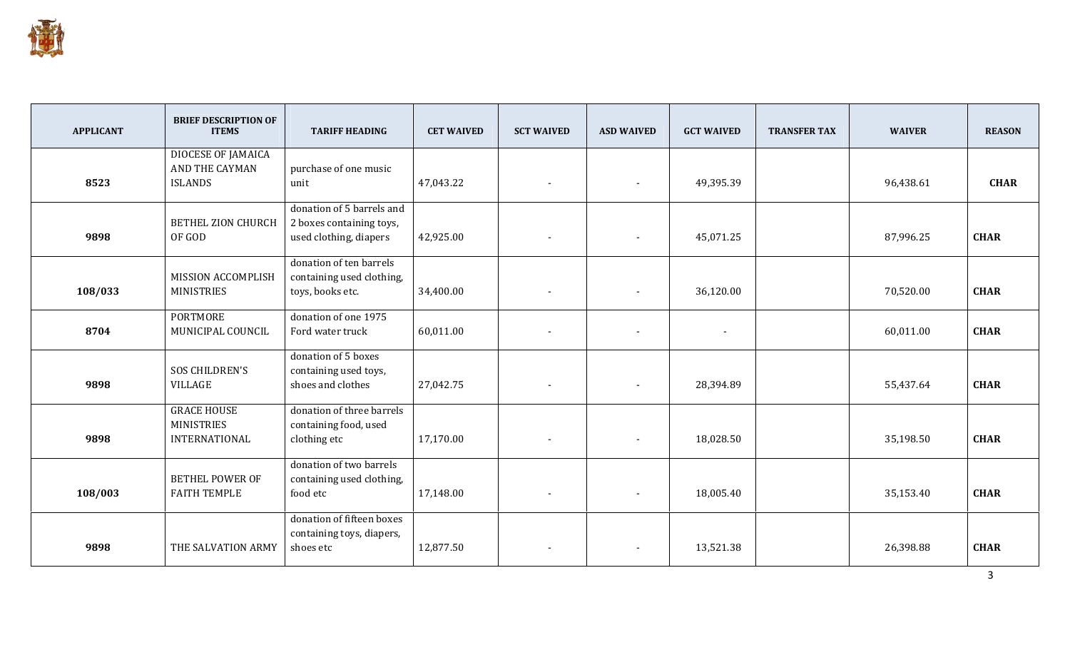| APPLICANT | BRIEF DESCRIPTION OF ITEMS | TARIFF HEADING | CET WAIVED | SCT WAIVED | ASD WAIVED | GCT WAIVED | TRANSFER TAX | WAIVER | REASON |
|---|---|---|---|---|---|---|---|---|---|
| 8523 | DIOCESE OF JAMAICA AND THE CAYMAN ISLANDS | purchase of one music unit | 47,043.22 | - | - | 49,395.39 | | 96,438.61 | CHAR |
| 9898 | BETHEL ZION CHURCH OF GOD | donation of 5 barrels and 2 boxes containing toys, used clothing, diapers | 42,925.00 | - | - | 45,071.25 | | 87,996.25 | CHAR |
| 108/033 | MISSION ACCOMPLISH MINISTRIES | donation of ten barrels containing used clothing, toys, books etc. | 34,400.00 | - | - | 36,120.00 | | 70,520.00 | CHAR |
| 8704 | PORTMORE MUNICIPAL COUNCIL | donation of one 1975 Ford water truck | 60,011.00 | - | - | - | | 60,011.00 | CHAR |
| 9898 | SOS CHILDREN'S VILLAGE | donation of 5 boxes containing used toys, shoes and clothes | 27,042.75 | - | - | 28,394.89 | | 55,437.64 | CHAR |
| 9898 | GRACE HOUSE MINISTRIES INTERNATIONAL | donation of three barrels containing food, used clothing etc | 17,170.00 | - | - | 18,028.50 | | 35,198.50 | CHAR |
| 108/003 | BETHEL POWER OF FAITH TEMPLE | donation of two barrels containing used clothing, food etc | 17,148.00 | - | - | 18,005.40 | | 35,153.40 | CHAR |
| 9898 | THE SALVATION ARMY | donation of fifteen boxes containing toys, diapers, shoes etc | 12,877.50 | - | - | 13,521.38 | | 26,398.88 | CHAR |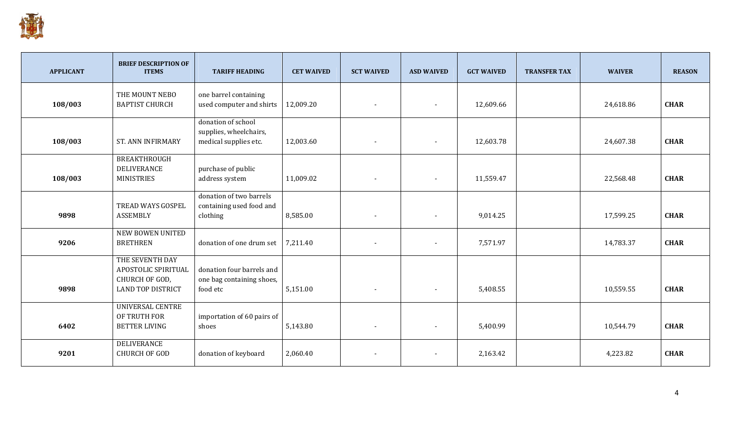| APPLICANT | BRIEF DESCRIPTION OF ITEMS | TARIFF HEADING | CET WAIVED | SCT WAIVED | ASD WAIVED | GCT WAIVED | TRANSFER TAX | WAIVER | REASON |
|---|---|---|---|---|---|---|---|---|---|
| 108/003 | THE MOUNT NEBO BAPTIST CHURCH | one barrel containing used computer and shirts | 12,009.20 | - | - | 12,609.66 | | 24,618.86 | CHAR |
| 108/003 | ST. ANN INFIRMARY | donation of school supplies, wheelchairs, medical supplies etc. | 12,003.60 | - | - | 12,603.78 | | 24,607.38 | CHAR |
| 108/003 | BREAKTHROUGH DELIVERANCE MINISTRIES | purchase of public address system | 11,009.02 | - | - | 11,559.47 | | 22,568.48 | CHAR |
| 9898 | TREAD WAYS GOSPEL ASSEMBLY | donation of two barrels containing used food and clothing | 8,585.00 | - | - | 9,014.25 | | 17,599.25 | CHAR |
| 9206 | NEW BOWEN UNITED BRETHREN | donation of one drum set | 7,211.40 | - | - | 7,571.97 | | 14,783.37 | CHAR |
| 9898 | THE SEVENTH DAY APOSTOLIC SPIRITUAL CHURCH OF GOD, LAND TOP DISTRICT | donation four barrels and one bag containing shoes, food etc | 5,151.00 | - | - | 5,408.55 | | 10,559.55 | CHAR |
| 6402 | UNIVERSAL CENTRE OF TRUTH FOR BETTER LIVING | importation of 60 pairs of shoes | 5,143.80 | - | - | 5,400.99 | | 10,544.79 | CHAR |
| 9201 | DELIVERANCE CHURCH OF GOD | donation of keyboard | 2,060.40 | - | - | 2,163.42 | | 4,223.82 | CHAR |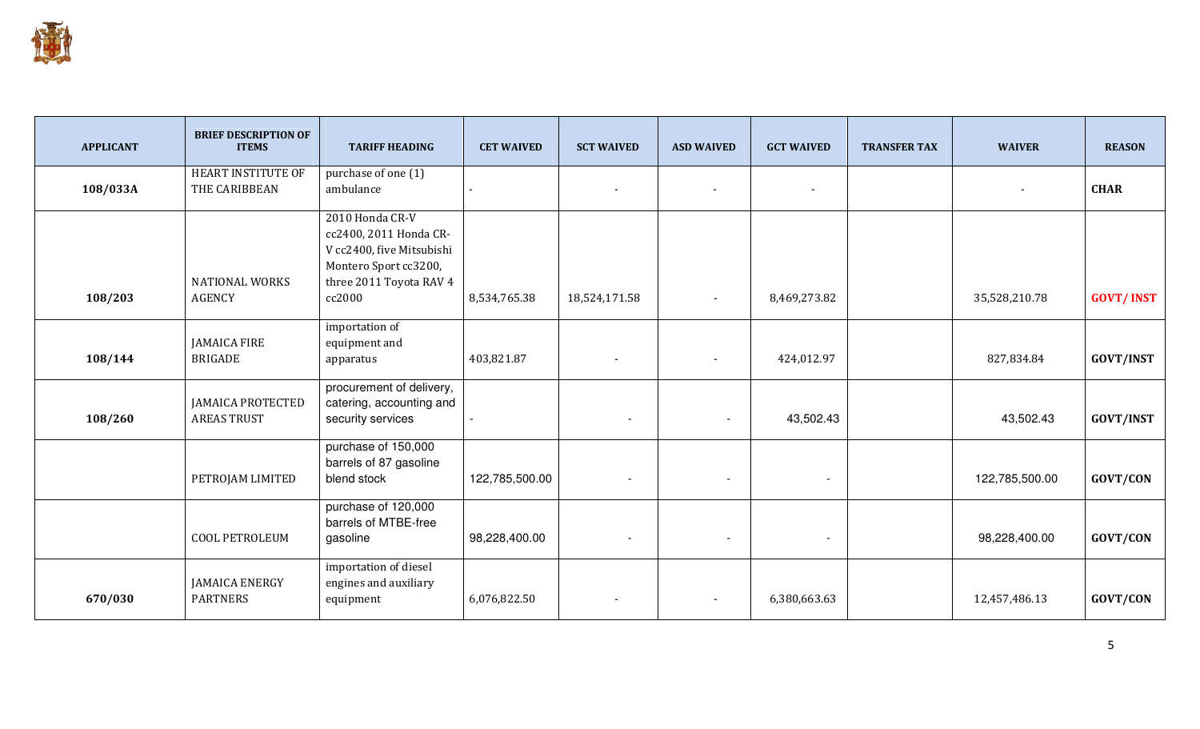| APPLICANT | BRIEF DESCRIPTION OF ITEMS | TARIFF HEADING | CET WAIVED | SCT WAIVED | ASD WAIVED | GCT WAIVED | TRANSFER TAX | WAIVER | REASON |
|---|---|---|---|---|---|---|---|---|---|
| 108/033A | HEART INSTITUTE OF THE CARIBBEAN | purchase of one (1) ambulance | - | - | - | - | | - | CHAR |
| 108/203 | NATIONAL WORKS AGENCY | 2010 Honda CR-V cc2400, 2011 Honda CR-V cc2400, five Mitsubishi Montero Sport cc3200, three 2011 Toyota RAV 4 cc2000 | 8,534,765.38 | 18,524,171.58 | - | 8,469,273.82 | | 35,528,210.78 | GOVT/ INST |
| 108/144 | JAMAICA FIRE BRIGADE | importation of equipment and apparatus | 403,821.87 | - | - | 424,012.97 | | 827,834.84 | GOVT/INST |
| 108/260 | JAMAICA PROTECTED AREAS TRUST | procurement of delivery, catering, accounting and security services | - | - | - | 43,502.43 | | 43,502.43 | GOVT/INST |
| | PETROJAM LIMITED | purchase of 150,000 barrels of 87 gasoline blend stock | 122,785,500.00 | - | - | - | | 122,785,500.00 | GOVT/CON |
| | COOL PETROLEUM | purchase of 120,000 barrels of MTBE-free gasoline | 98,228,400.00 | - | - | - | | 98,228,400.00 | GOVT/CON |
| 670/030 | JAMAICA ENERGY PARTNERS | importation of diesel engines and auxiliary equipment | 6,076,822.50 | - | - | 6,380,663.63 | | 12,457,486.13 | GOVT/CON |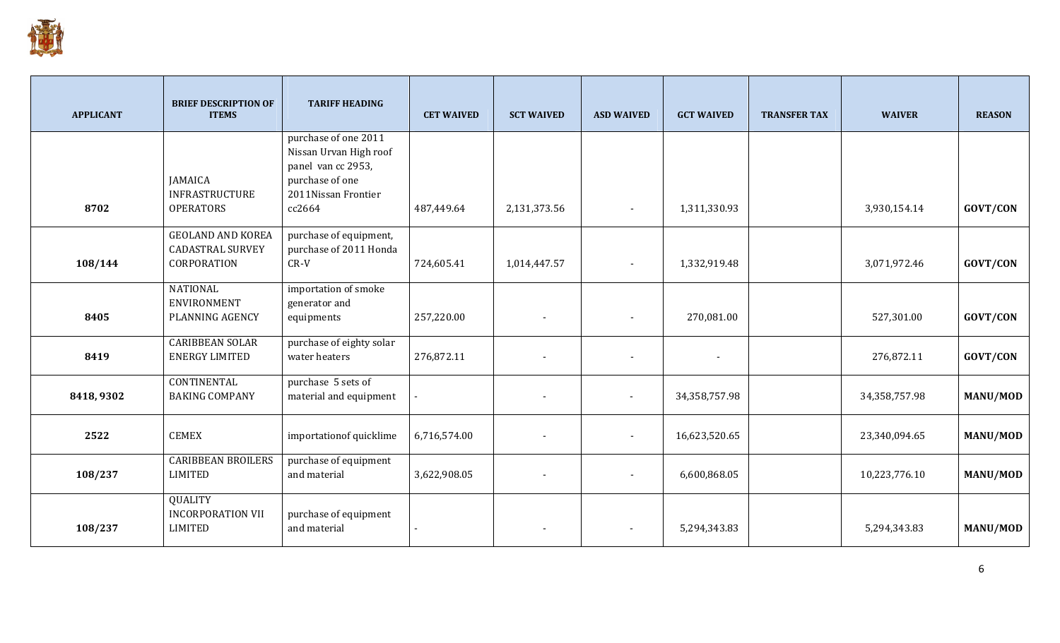| APPLICANT | BRIEF DESCRIPTION OF ITEMS | TARIFF HEADING | CET WAIVED | SCT WAIVED | ASD WAIVED | GCT WAIVED | TRANSFER TAX | WAIVER | REASON |
|---|---|---|---|---|---|---|---|---|---|
| 8702 | JAMAICA INFRASTRUCTURE OPERATORS | purchase of one 2011 Nissan Urvan High roof panel van cc 2953, purchase of one 2011Nissan Frontier cc2664 | 487,449.64 | 2,131,373.56 | - | 1,311,330.93 | | 3,930,154.14 | GOVT/CON |
| 108/144 | GEOLAND AND KOREA CADASTRAL SURVEY CORPORATION | purchase of equipment, purchase of 2011 Honda CR-V | 724,605.41 | 1,014,447.57 | - | 1,332,919.48 | | 3,071,972.46 | GOVT/CON |
| 8405 | NATIONAL ENVIRONMENT PLANNING AGENCY | importation of smoke generator and equipments | 257,220.00 | - | - | 270,081.00 | | 527,301.00 | GOVT/CON |
| 8419 | CARIBBEAN SOLAR ENERGY LIMITED | purchase of eighty solar water heaters | 276,872.11 | - | - | - | | 276,872.11 | GOVT/CON |
| 8418, 9302 | CONTINENTAL BAKING COMPANY | purchase 5 sets of material and equipment | - | - | - | 34,358,757.98 | | 34,358,757.98 | MANU/MOD |
| 2522 | CEMEX | importationof quicklime | 6,716,574.00 | - | - | 16,623,520.65 | | 23,340,094.65 | MANU/MOD |
| 108/237 | CARIBBEAN BROILERS LIMITED | purchase of equipment and material | 3,622,908.05 | - | - | 6,600,868.05 | | 10,223,776.10 | MANU/MOD |
| 108/237 | QUALITY INCORPORATION VII LIMITED | purchase of equipment and material | - | - | - | 5,294,343.83 | | 5,294,343.83 | MANU/MOD |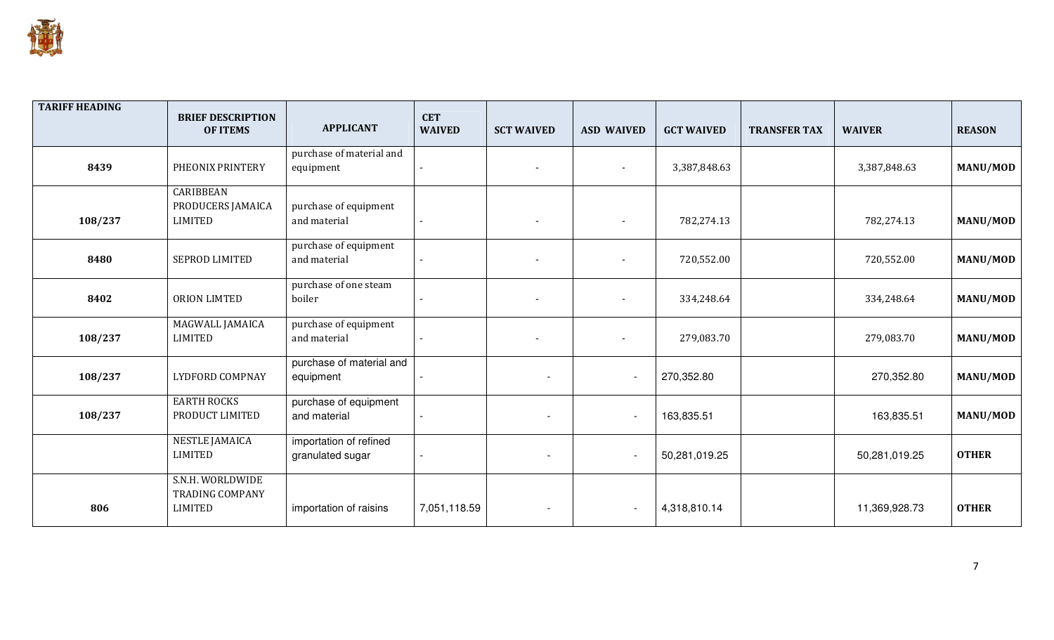| TARIFF HEADING | BRIEF DESCRIPTION OF ITEMS | APPLICANT | CET WAIVED | SCT WAIVED | ASD WAIVED | GCT WAIVED | TRANSFER TAX | WAIVER | REASON |
|---|---|---|---|---|---|---|---|---|---|
| 8439 | PHEONIX PRINTERY | purchase of material and equipment | - | - | - | 3,387,848.63 | | 3,387,848.63 | MANU/MOD |
| 108/237 | CARIBBEAN PRODUCERS JAMAICA LIMITED | purchase of equipment and material | - | - | - | 782,274.13 | | 782,274.13 | MANU/MOD |
| 8480 | SEPROD LIMITED | purchase of equipment and material | - | - | - | 720,552.00 | | 720,552.00 | MANU/MOD |
| 8402 | ORION LIMTED | purchase of one steam boiler | - | - | - | 334,248.64 | | 334,248.64 | MANU/MOD |
| 108/237 | MAGWALL JAMAICA LIMITED | purchase of equipment and material | - | - | - | 279,083.70 | | 279,083.70 | MANU/MOD |
| 108/237 | LYDFORD COMPNAY | purchase of material and equipment | - | - | - | 270,352.80 | | 270,352.80 | MANU/MOD |
| 108/237 | EARTH ROCKS PRODUCT LIMITED | purchase of equipment and material | - | - | - | 163,835.51 | | 163,835.51 | MANU/MOD |
| | NESTLE JAMAICA LIMITED | importation of refined granulated sugar | - | - | - | 50,281,019.25 | | 50,281,019.25 | OTHER |
| 806 | S.N.H. WORLDWIDE TRADING COMPANY LIMITED | importation of raisins | 7,051,118.59 | - | - | 4,318,810.14 | | 11,369,928.73 | OTHER |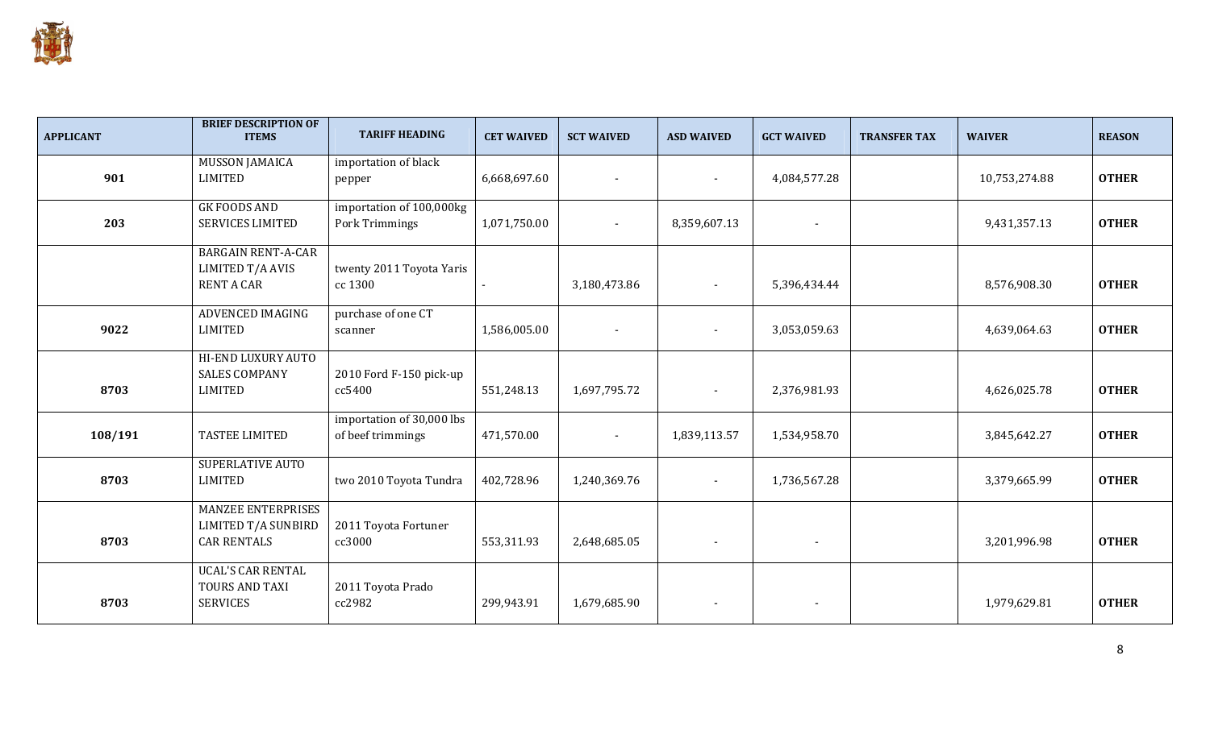| APPLICANT | BRIEF DESCRIPTION OF ITEMS | TARIFF HEADING | CET WAIVED | SCT WAIVED | ASD WAIVED | GCT WAIVED | TRANSFER TAX | WAIVER | REASON |
|---|---|---|---|---|---|---|---|---|---|
| 901 | MUSSON JAMAICA LIMITED | importation of black pepper | 6,668,697.60 | - | - | 4,084,577.28 | | 10,753,274.88 | **OTHER** |
| 203 | GK FOODS AND SERVICES LIMITED | importation of 100,000kg Pork Trimmings | 1,071,750.00 | - | 8,359,607.13 | - | | 9,431,357.13 | **OTHER** |
| | BARGAIN RENT-A-CAR LIMITED T/A AVIS RENT A CAR | twenty 2011 Toyota Yaris cc 1300 | - | 3,180,473.86 | - | 5,396,434.44 | | 8,576,908.30 | **OTHER** |
| 9022 | ADVENCED IMAGING LIMITED | purchase of one CT scanner | 1,586,005.00 | - | - | 3,053,059.63 | | 4,639,064.63 | **OTHER** |
| 8703 | HI-END LUXURY AUTO SALES COMPANY LIMITED | 2010 Ford F-150 pick-up cc5400 | 551,248.13 | 1,697,795.72 | - | 2,376,981.93 | | 4,626,025.78 | **OTHER** |
| 108/191 | TASTEE LIMITED | importation of 30,000 lbs of beef trimmings | 471,570.00 | - | 1,839,113.57 | 1,534,958.70 | | 3,845,642.27 | **OTHER** |
| 8703 | SUPERLATIVE AUTO LIMITED | two 2010 Toyota Tundra | 402,728.96 | 1,240,369.76 | - | 1,736,567.28 | | 3,379,665.99 | **OTHER** |
| 8703 | MANZEE ENTERPRISES LIMITED T/A SUNBIRD CAR RENTALS | 2011 Toyota Fortuner cc3000 | 553,311.93 | 2,648,685.05 | - | - | | 3,201,996.98 | **OTHER** |
| 8703 | UCAL'S CAR RENTAL TOURS AND TAXI SERVICES | 2011 Toyota Prado cc2982 | 299,943.91 | 1,679,685.90 | - | - | | 1,979,629.81 | **OTHER** |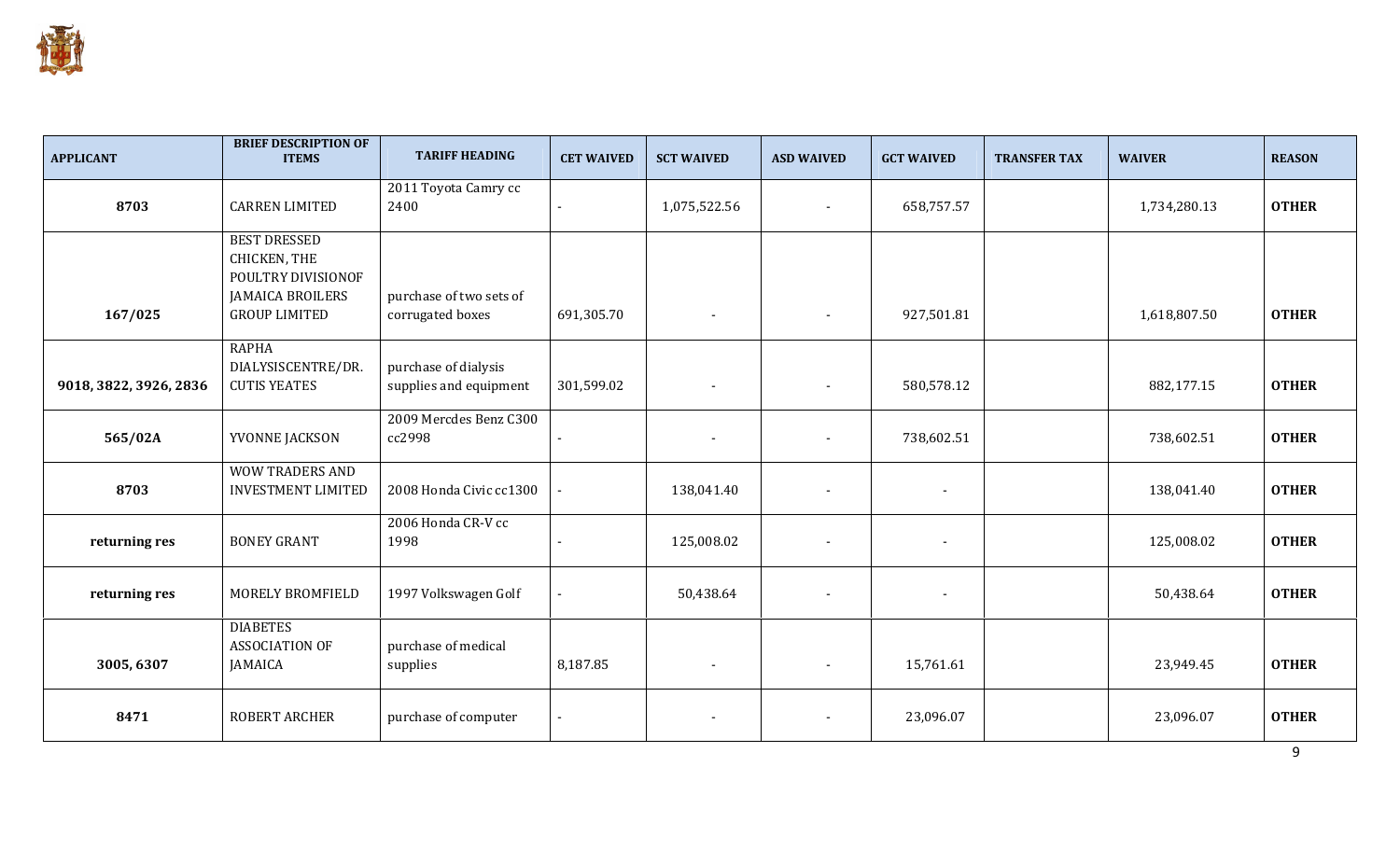| APPLICANT | BRIEF DESCRIPTION OF ITEMS | TARIFF HEADING | CET WAIVED | SCT WAIVED | ASD WAIVED | GCT WAIVED | TRANSFER TAX | WAIVER | REASON |
|---|---|---|---|---|---|---|---|---|---|
| **8703** | CARREN LIMITED | 2011 Toyota Camry cc 2400 | - | 1,075,522.56 | - | 658,757.57 | | 1,734,280.13 | **OTHER** |
| **167/025** | BEST DRESSED CHICKEN, THE POULTRY DIVISIONOF JAMAICA BROILERS GROUP LIMITED | purchase of two sets of corrugated boxes | 691,305.70 | - | - | 927,501.81 | | 1,618,807.50 | **OTHER** |
| **9018, 3822, 3926, 2836** | RAPHA DIALYSISCENTRE/DR. CUTIS YEATES | purchase of dialysis supplies and equipment | 301,599.02 | - | - | 580,578.12 | | 882,177.15 | **OTHER** |
| **565/02A** | YVONNE JACKSON | 2009 Mercdes Benz C300 cc2998 | - | - | - | 738,602.51 | | 738,602.51 | **OTHER** |
| **8703** | WOW TRADERS AND INVESTMENT LIMITED | 2008 Honda Civic cc1300 | - | 138,041.40 | - | - | | 138,041.40 | **OTHER** |
| **returning res** | BONEY GRANT | 2006 Honda CR-V cc 1998 | - | 125,008.02 | - | - | | 125,008.02 | **OTHER** |
| **returning res** | MORELY BROMFIELD | 1997 Volkswagen Golf | - | 50,438.64 | - | - | | 50,438.64 | **OTHER** |
| **3005, 6307** | DIABETES ASSOCIATION OF JAMAICA | purchase of medical supplies | 8,187.85 | - | - | 15,761.61 | | 23,949.45 | **OTHER** |
| **8471** | ROBERT ARCHER | purchase of computer | - | - | - | 23,096.07 | | 23,096.07 | **OTHER** |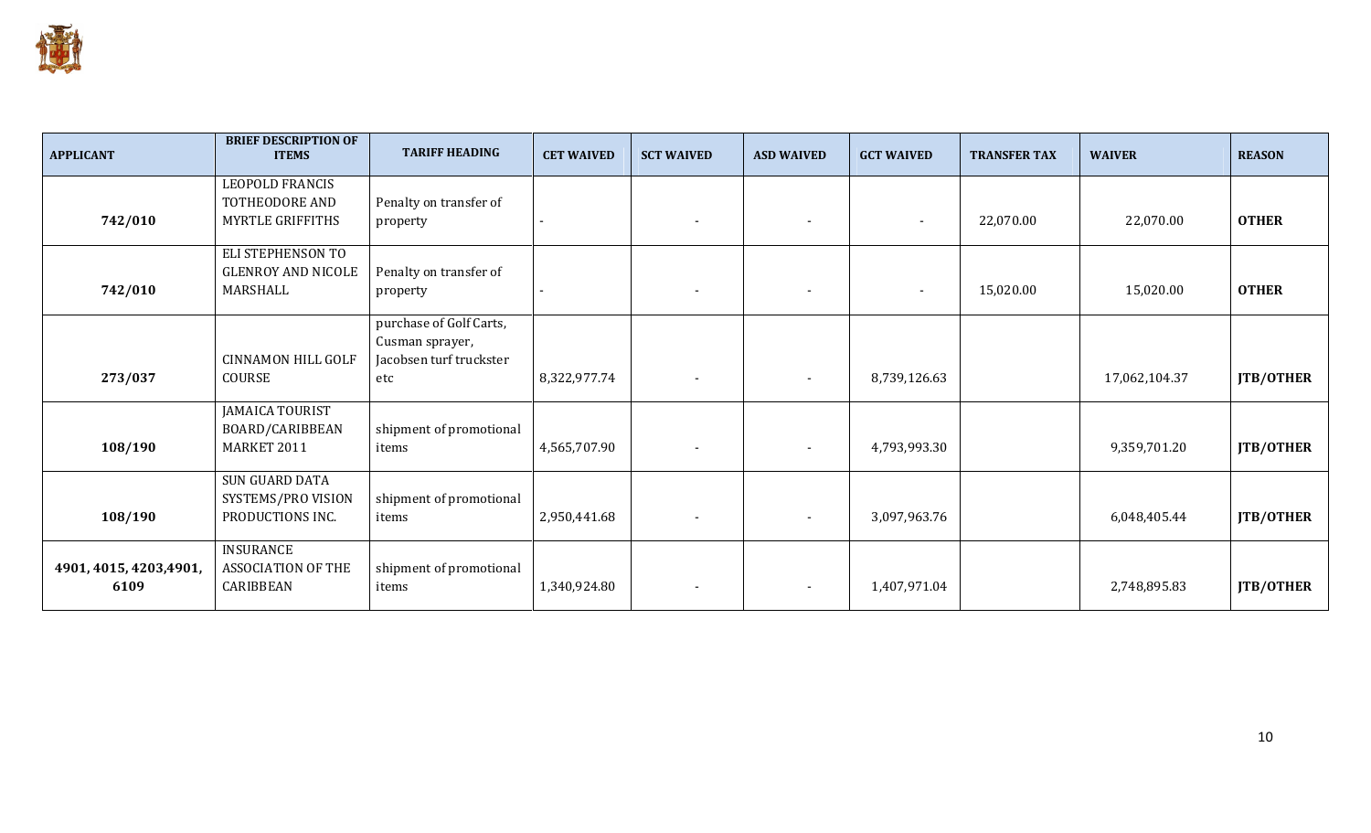| APPLICANT | BRIEF DESCRIPTION OF ITEMS | TARIFF HEADING | CET WAIVED | SCT WAIVED | ASD WAIVED | GCT WAIVED | TRANSFER TAX | WAIVER | REASON |
|---|---|---|---|---|---|---|---|---|---|
| **742/010** | LEOPOLD FRANCIS TOTHEODORE AND MYRTLE GRIFFITHS | Penalty on transfer of property | - | - | - | - | 22,070.00 | 22,070.00 | **OTHER** |
| **742/010** | ELI STEPHENSON TO GLENROY AND NICOLE MARSHALL | Penalty on transfer of property | - | - | - | - | 15,020.00 | 15,020.00 | **OTHER** |
| **273/037** | CINNAMON HILL GOLF COURSE | purchase of Golf Carts, Cusman sprayer, Jacobsen turf truckster etc | 8,322,977.74 | - | - | 8,739,126.63 | | 17,062,104.37 | **JTB/OTHER** |
| **108/190** | JAMAICA TOURIST BOARD/CARIBBEAN MARKET 2011 | shipment of promotional items | 4,565,707.90 | - | - | 4,793,993.30 | | 9,359,701.20 | **JTB/OTHER** |
| **108/190** | SUN GUARD DATA SYSTEMS/PRO VISION PRODUCTIONS INC. | shipment of promotional items | 2,950,441.68 | - | - | 3,097,963.76 | | 6,048,405.44 | **JTB/OTHER** |
| **4901, 4015, 4203,4901, 6109** | INSURANCE ASSOCIATION OF THE CARIBBEAN | shipment of promotional items | 1,340,924.80 | - | - | 1,407,971.04 | | 2,748,895.83 | **JTB/OTHER** |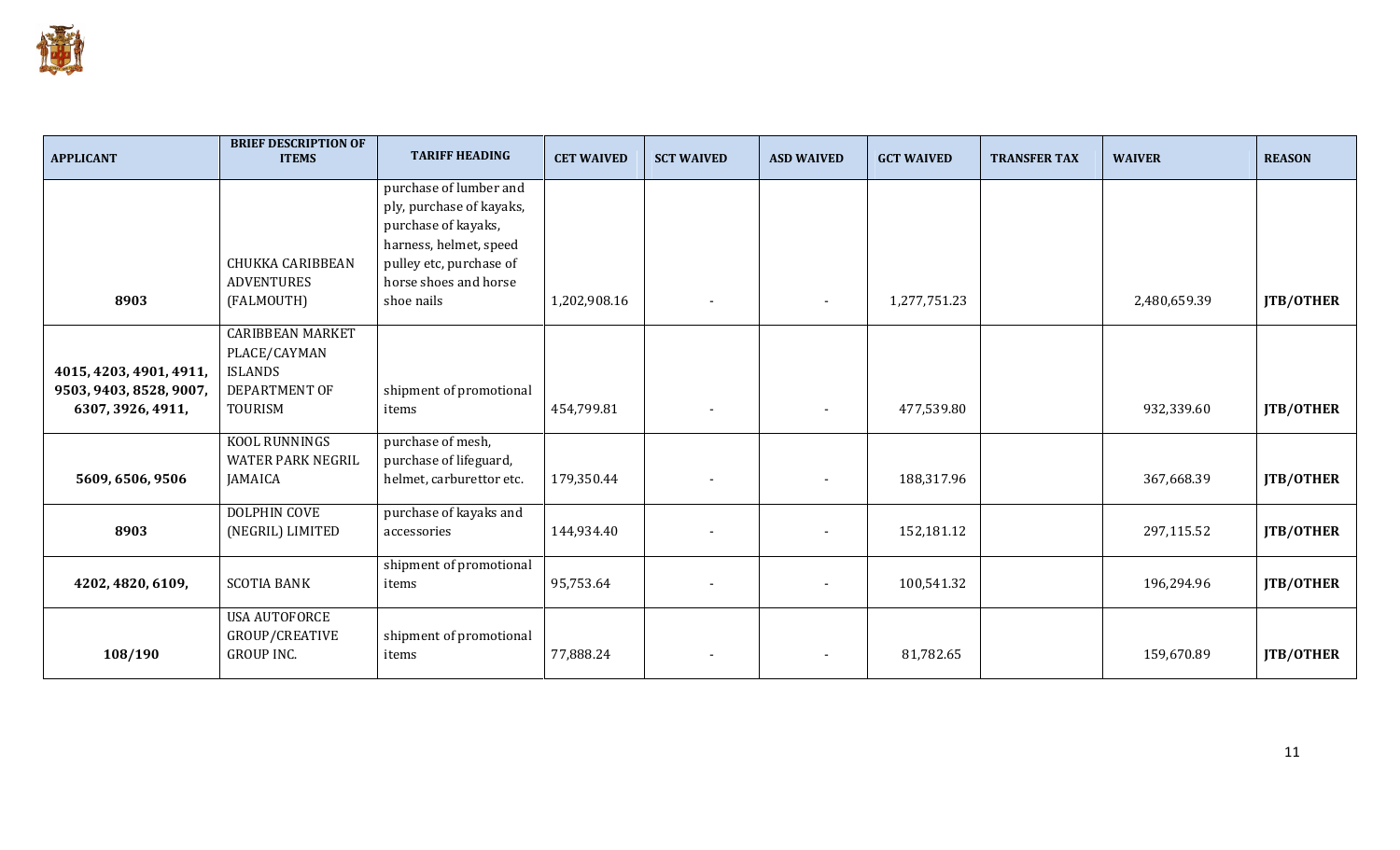| APPLICANT | BRIEF DESCRIPTION OF ITEMS | TARIFF HEADING | CET WAIVED | SCT WAIVED | ASD WAIVED | GCT WAIVED | TRANSFER TAX | WAIVER | REASON |
|---|---|---|---|---|---|---|---|---|---|
| 8903 | CHUKKA CARIBBEAN ADVENTURES (FALMOUTH) | purchase of lumber and ply, purchase of kayaks, purchase of kayaks, harness, helmet, speed pulley etc, purchase of horse shoes and horse shoe nails | 1,202,908.16 | - | - | 1,277,751.23 | | 2,480,659.39 | JTB/OTHER |
| 4015, 4203, 4901, 4911, 9503, 9403, 8528, 9007, 6307, 3926, 4911, | CARIBBEAN MARKET PLACE/CAYMAN ISLANDS DEPARTMENT OF TOURISM | shipment of promotional items | 454,799.81 | - | - | 477,539.80 | | 932,339.60 | JTB/OTHER |
| 5609, 6506, 9506 | KOOL RUNNINGS WATER PARK NEGRIL JAMAICA | purchase of mesh, purchase of lifeguard, helmet, carburettor etc. | 179,350.44 | - | - | 188,317.96 | | 367,668.39 | JTB/OTHER |
| 8903 | DOLPHIN COVE (NEGRIL) LIMITED | purchase of kayaks and accessories | 144,934.40 | - | - | 152,181.12 | | 297,115.52 | JTB/OTHER |
| 4202, 4820, 6109, | SCOTIA BANK | shipment of promotional items | 95,753.64 | - | - | 100,541.32 | | 196,294.96 | JTB/OTHER |
| 108/190 | USA AUTOFORCE GROUP/CREATIVE GROUP INC. | shipment of promotional items | 77,888.24 | - | - | 81,782.65 | | 159,670.89 | JTB/OTHER |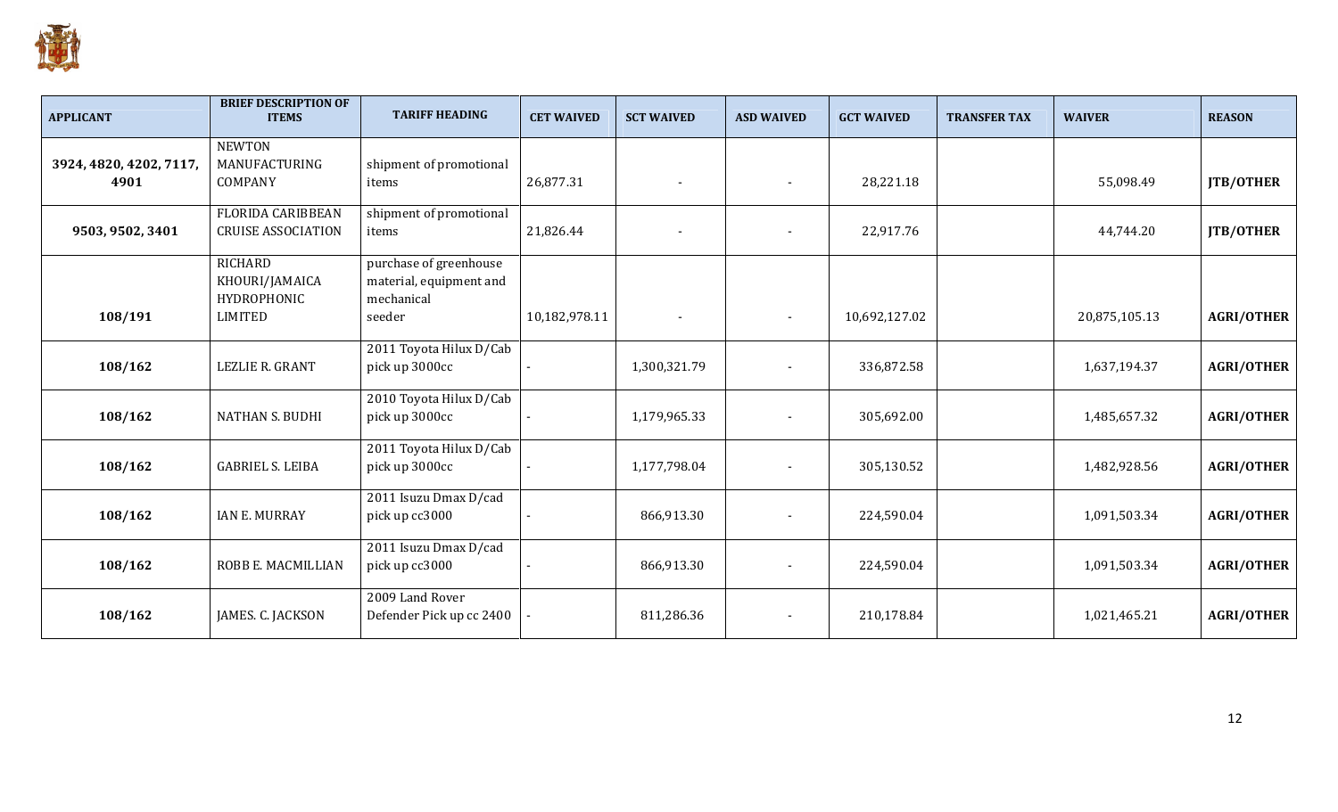| APPLICANT | BRIEF DESCRIPTION OF ITEMS | TARIFF HEADING | CET WAIVED | SCT WAIVED | ASD WAIVED | GCT WAIVED | TRANSFER TAX | WAIVER | REASON |
|---|---|---|---|---|---|---|---|---|---|
| **3924, 4820, 4202, 7117, 4901** | NEWTON MANUFACTURING COMPANY | shipment of promotional items | 26,877.31 | - | - | 28,221.18 | | 55,098.49 | **JTB/OTHER** |
| **9503, 9502, 3401** | FLORIDA CARIBBEAN CRUISE ASSOCIATION | shipment of promotional items | 21,826.44 | - | - | 22,917.76 | | 44,744.20 | **JTB/OTHER** |
| **108/191** | RICHARD KHOURI/JAMAICA HYDROPHONIC LIMITED | purchase of greenhouse material, equipment and mechanical seeder | 10,182,978.11 | - | - | 10,692,127.02 | | 20,875,105.13 | **AGRI/OTHER** |
| **108/162** | LEZLIE R. GRANT | 2011 Toyota Hilux D/Cab pick up 3000cc | - | 1,300,321.79 | - | 336,872.58 | | 1,637,194.37 | **AGRI/OTHER** |
| **108/162** | NATHAN S. BUDHI | 2010 Toyota Hilux D/Cab pick up 3000cc | - | 1,179,965.33 | - | 305,692.00 | | 1,485,657.32 | **AGRI/OTHER** |
| **108/162** | GABRIEL S. LEIBA | 2011 Toyota Hilux D/Cab pick up 3000cc | - | 1,177,798.04 | - | 305,130.52 | | 1,482,928.56 | **AGRI/OTHER** |
| **108/162** | IAN E. MURRAY | 2011 Isuzu Dmax D/cad pick up cc3000 | - | 866,913.30 | - | 224,590.04 | | 1,091,503.34 | **AGRI/OTHER** |
| **108/162** | ROBB E. MACMILLIAN | 2011 Isuzu Dmax D/cad pick up cc3000 | - | 866,913.30 | - | 224,590.04 | | 1,091,503.34 | **AGRI/OTHER** |
| **108/162** | JAMES. C. JACKSON | 2009 Land Rover Defender Pick up cc 2400 | - | 811,286.36 | - | 210,178.84 | | 1,021,465.21 | **AGRI/OTHER** |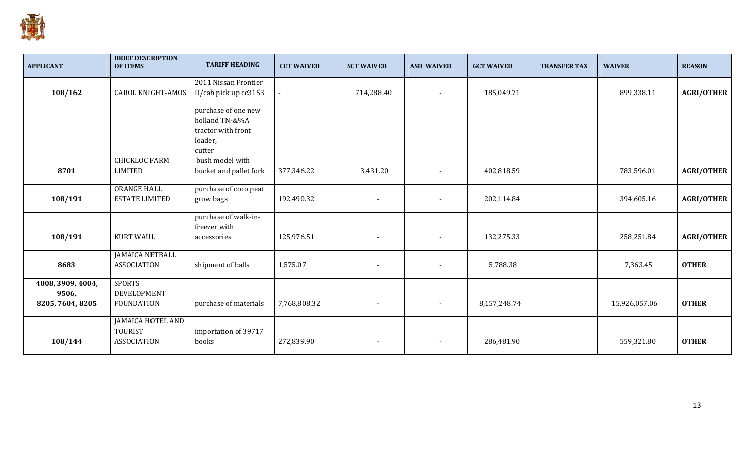| APPLICANT | BRIEF DESCRIPTION OF ITEMS | TARIFF HEADING | CET WAIVED | SCT WAIVED | ASD WAIVED | GCT WAIVED | TRANSFER TAX | WAIVER | REASON |
|---|---|---|---|---|---|---|---|---|---|
| **108/162** | CAROL KNIGHT-AMOS | 2011 Nissan Frontier D/cab pick up cc3153 | - | 714,288.40 | - | 185,049.71 | | 899,338.11 | **AGRI/OTHER** |
| **8701** | CHICKLOC FARM LIMITED | purchase of one new holland TN-&%A tractor with front loader, cutter bush model with bucket and pallet fork | 377,346.22 | 3,431.20 | - | 402,818.59 | | 783,596.01 | **AGRI/OTHER** |
| **108/191** | ORANGE HALL ESTATE LIMITED | purchase of coco peat grow bags | 192,490.32 | - | - | 202,114.84 | | 394,605.16 | **AGRI/OTHER** |
| **108/191** | KURT WAUL | purchase of walk-in-freezer with accessories | 125,976.51 | - | - | 132,275.33 | | 258,251.84 | **AGRI/OTHER** |
| **8683** | JAMAICA NETBALL ASSOCIATION | shipment of balls | 1,575.07 | - | - | 5,788.38 | | 7,363.45 | **OTHER** |
| **4008, 3909, 4004, 9506, 8205, 7604, 8205** | SPORTS DEVELOPMENT FOUNDATION | purchase of materials | 7,768,808.32 | - | - | 8,157,248.74 | | 15,926,057.06 | **OTHER** |
| **108/144** | JAMAICA HOTEL AND TOURIST ASSOCIATION | importation of 39717 books | 272,839.90 | - | - | 286,481.90 | | 559,321.80 | **OTHER** |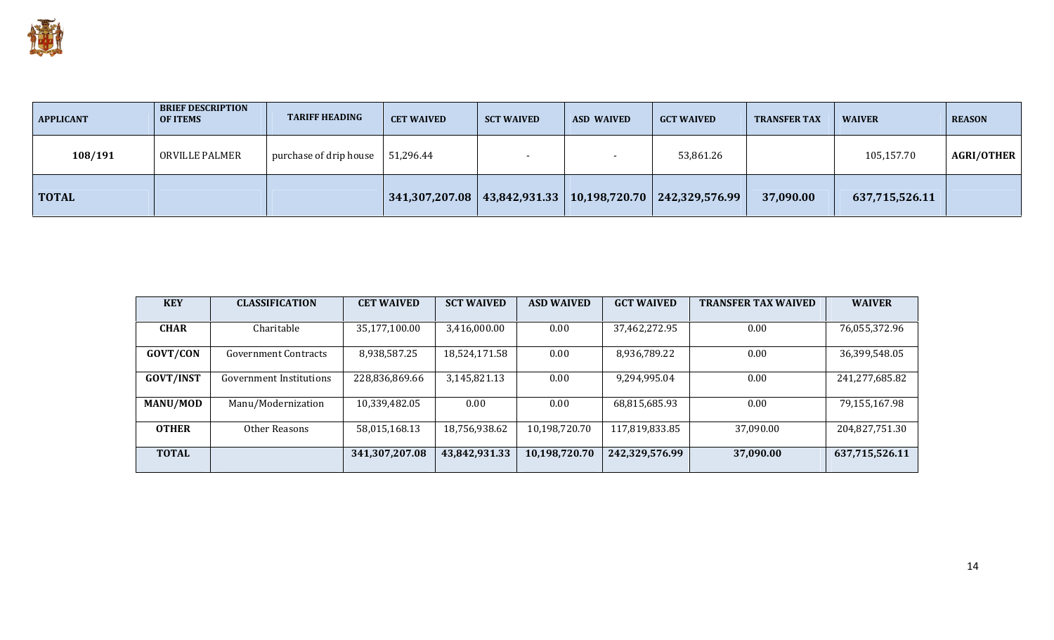| APPLICANT | BRIEF DESCRIPTION OF ITEMS | TARIFF HEADING | CET WAIVED | SCT WAIVED | ASD WAIVED | GCT WAIVED | TRANSFER TAX | WAIVER | REASON |
|---|---|---|---|---|---|---|---|---|---|
| **108/191** | ORVILLE PALMER | purchase of drip house | 51,296.44 | - | - | 53,861.26 | | 105,157.70 | **AGRI/OTHER** |
| **TOTAL** | | | **341,307,207.08** | **43,842,931.33** | **10,198,720.70** | **242,329,576.99** | **37,090.00** | **637,715,526.11** | |

| KEY | CLASSIFICATION | CET WAIVED | SCT WAIVED | ASD WAIVED | GCT WAIVED | TRANSFER TAX WAIVED | WAIVER |
|---|---|---|---|---|---|---|---|
| **CHAR** | Charitable | 35,177,100.00 | 3,416,000.00 | 0.00 | 37,462,272.95 | 0.00 | 76,055,372.96 |
| **GOVT/CON** | Government Contracts | 8,938,587.25 | 18,524,171.58 | 0.00 | 8,936,789.22 | 0.00 | 36,399,548.05 |
| **GOVT/INST** | Government Institutions | 228,836,869.66 | 3,145,821.13 | 0.00 | 9,294,995.04 | 0.00 | 241,277,685.82 |
| **MANU/MOD** | Manu/Modernization | 10,339,482.05 | 0.00 | 0.00 | 68,815,685.93 | 0.00 | 79,155,167.98 |
| **OTHER** | Other Reasons | 58,015,168.13 | 18,756,938.62 | 10,198,720.70 | 117,819,833.85 | 37,090.00 | 204,827,751.30 |
| **TOTAL** | | **341,307,207.08** | **43,842,931.33** | **10,198,720.70** | **242,329,576.99** | **37,090.00** | **637,715,526.11** |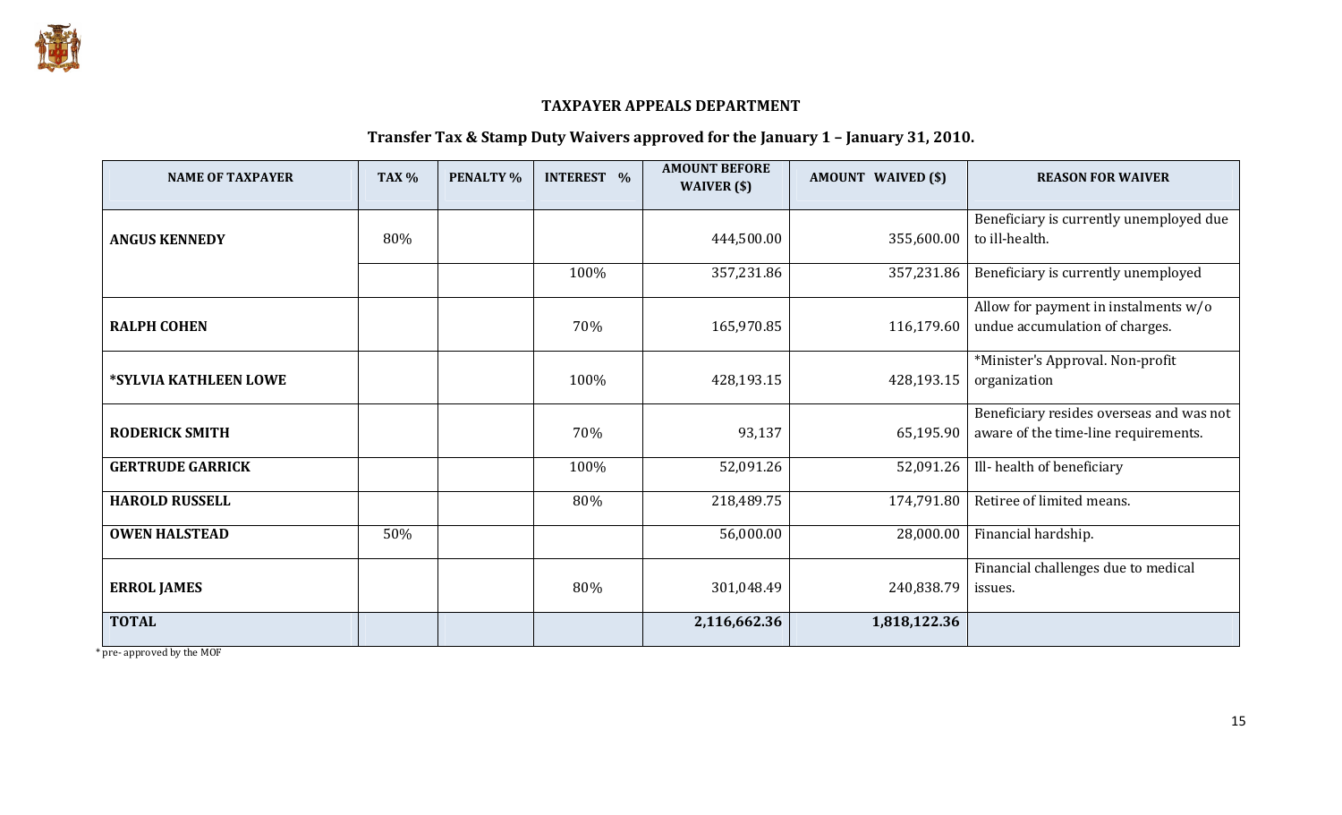## TAXPAYER APPEALS DEPARTMENT

### Transfer Tax & Stamp Duty Waivers approved for the January 1 – January 31, 2010.

| NAME OF TAXPAYER | TAX % | PENALTY % | INTEREST % | AMOUNT BEFORE WAIVER ($) | AMOUNT WAIVED ($) | REASON FOR WAIVER |
|---|---|---|---|---|---|---|
| **ANGUS KENNEDY** | 80% | | | 444,500.00 | 355,600.00 | Beneficiary is currently unemployed due to ill-health. |
| | | | 100% | 357,231.86 | 357,231.86 | Beneficiary is currently unemployed |
| **RALPH COHEN** | | | 70% | 165,970.85 | 116,179.60 | Allow for payment in instalments w/o undue accumulation of charges. |
| **\*SYLVIA KATHLEEN LOWE** | | | 100% | 428,193.15 | 428,193.15 | \*Minister's Approval. Non-profit organization |
| **RODERICK SMITH** | | | 70% | 93,137 | 65,195.90 | Beneficiary resides overseas and was not aware of the time-line requirements. |
| **GERTRUDE GARRICK** | | | 100% | 52,091.26 | 52,091.26 | Ill- health of beneficiary |
| **HAROLD RUSSELL** | | | 80% | 218,489.75 | 174,791.80 | Retiree of limited means. |
| **OWEN HALSTEAD** | 50% | | | 56,000.00 | 28,000.00 | Financial hardship. |
| **ERROL JAMES** | | | 80% | 301,048.49 | 240,838.79 | Financial challenges due to medical issues. |
| **TOTAL** | | | | **2,116,662.36** | **1,818,122.36** | |

\* pre- approved by the MOF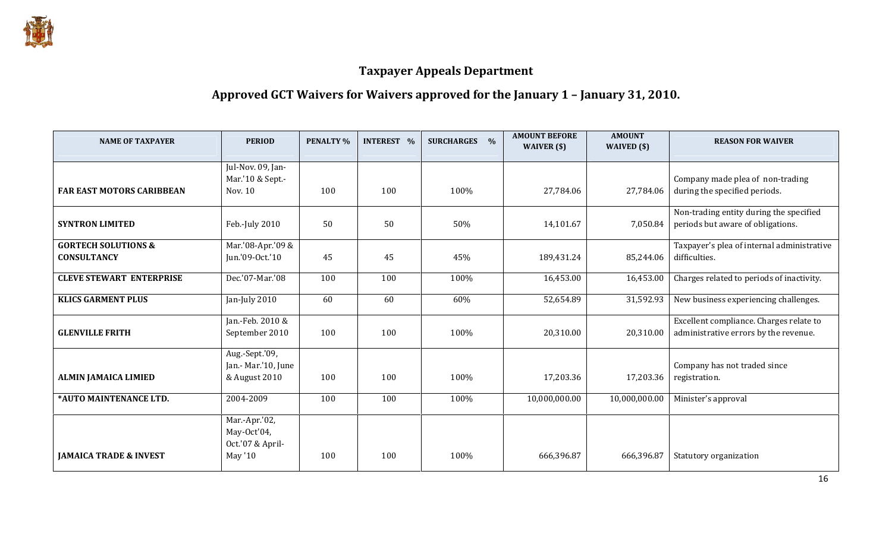## Taxpayer Appeals Department

## Approved GCT Waivers for Waivers approved for the January 1 – January 31, 2010.

| NAME OF TAXPAYER | PERIOD | PENALTY % | INTEREST % | SURCHARGES % | AMOUNT BEFORE WAIVER ($) | AMOUNT WAIVED ($) | REASON FOR WAIVER |
|---|---|---|---|---|---|---|---|
| **FAR EAST MOTORS CARIBBEAN** | Jul-Nov. 09, Jan-Mar.'10 & Sept.-Nov. 10 | 100 | 100 | 100% | 27,784.06 | 27,784.06 | Company made plea of non-trading during the specified periods. |
| **SYNTRON LIMITED** | Feb.-July 2010 | 50 | 50 | 50% | 14,101.67 | 7,050.84 | Non-trading entity during the specified periods but aware of obligations. |
| **GORTECH SOLUTIONS & CONSULTANCY** | Mar.'08-Apr.'09 & Jun.'09-Oct.'10 | 45 | 45 | 45% | 189,431.24 | 85,244.06 | Taxpayer's plea of internal administrative difficulties. |
| **CLEVE STEWART ENTERPRISE** | Dec.'07-Mar.'08 | 100 | 100 | 100% | 16,453.00 | 16,453.00 | Charges related to periods of inactivity. |
| **KLICS GARMENT PLUS** | Jan-July 2010 | 60 | 60 | 60% | 52,654.89 | 31,592.93 | New business experiencing challenges. |
| **GLENVILLE FRITH** | Jan.-Feb. 2010 & September 2010 | 100 | 100 | 100% | 20,310.00 | 20,310.00 | Excellent compliance. Charges relate to administrative errors by the revenue. |
| **ALMIN JAMAICA LIMIED** | Aug.-Sept.'09, Jan.- Mar.'10, June & August 2010 | 100 | 100 | 100% | 17,203.36 | 17,203.36 | Company has not traded since registration. |
| **\*AUTO MAINTENANCE LTD.** | 2004-2009 | 100 | 100 | 100% | 10,000,000.00 | 10,000,000.00 | Minister's approval |
| **JAMAICA TRADE & INVEST** | Mar.-Apr.'02, May-Oct'04, Oct.'07 & April-May '10 | 100 | 100 | 100% | 666,396.87 | 666,396.87 | Statutory organization |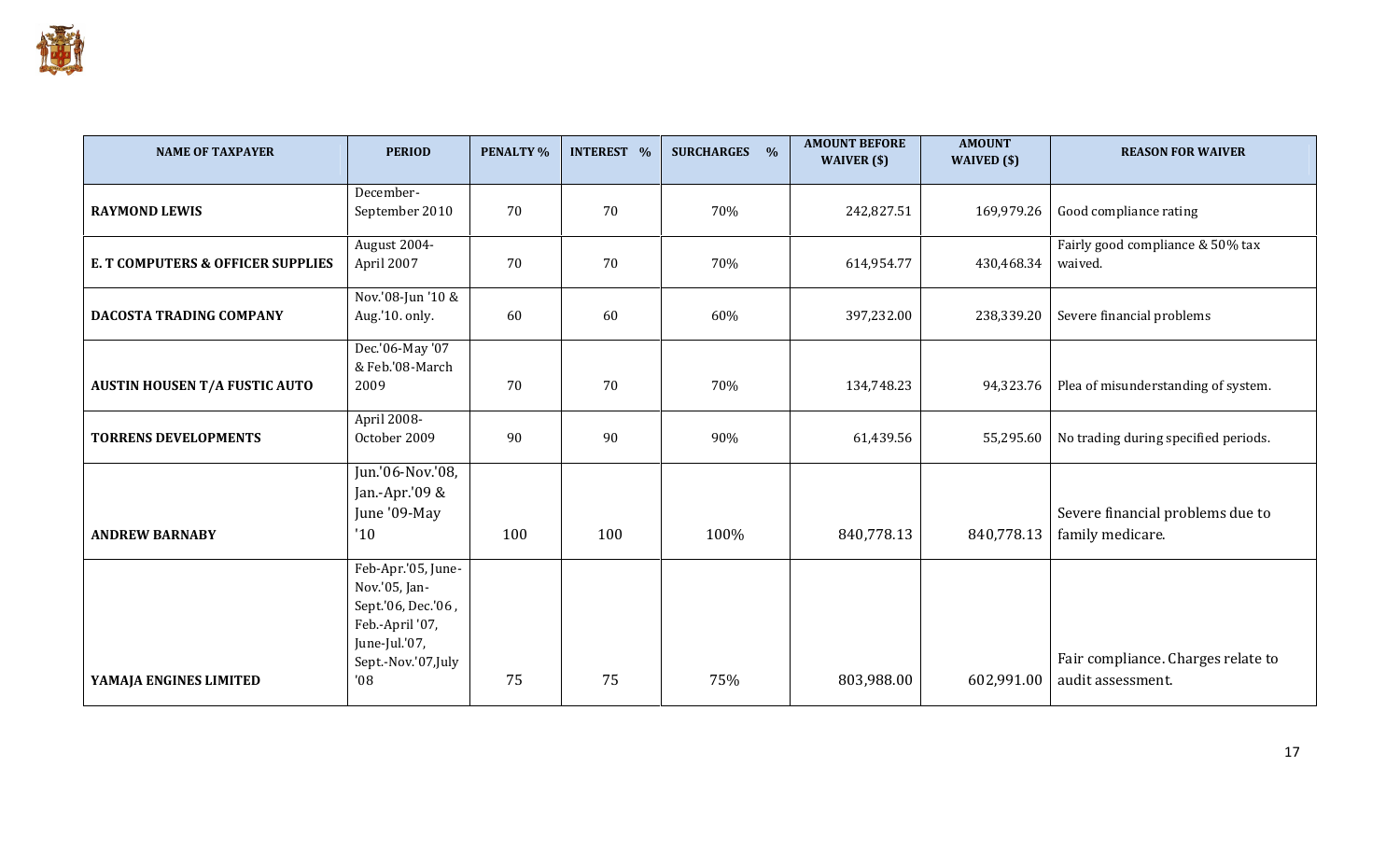| NAME OF TAXPAYER | PERIOD | PENALTY % | INTEREST % | SURCHARGES % | AMOUNT BEFORE WAIVER ($) | AMOUNT WAIVED ($) | REASON FOR WAIVER |
|---|---|---|---|---|---|---|---|
| **RAYMOND LEWIS** | December-September 2010 | 70 | 70 | 70% | 242,827.51 | 169,979.26 | Good compliance rating |
| **E. T COMPUTERS & OFFICER SUPPLIES** | August 2004-April 2007 | 70 | 70 | 70% | 614,954.77 | 430,468.34 | Fairly good compliance & 50% tax waived. |
| **DACOSTA TRADING COMPANY** | Nov.'08-Jun '10 & Aug.'10. only. | 60 | 60 | 60% | 397,232.00 | 238,339.20 | Severe financial problems |
| **AUSTIN HOUSEN T/A FUSTIC AUTO** | Dec.'06-May '07 & Feb.'08-March 2009 | 70 | 70 | 70% | 134,748.23 | 94,323.76 | Plea of misunderstanding of system. |
| **TORRENS DEVELOPMENTS** | April 2008-October 2009 | 90 | 90 | 90% | 61,439.56 | 55,295.60 | No trading during specified periods. |
| **ANDREW BARNABY** | Jun.'06-Nov.'08, Jan.-Apr.'09 & June '09-May '10 | 100 | 100 | 100% | 840,778.13 | 840,778.13 | Severe financial problems due to family medicare. |
| **YAMAJA ENGINES LIMITED** | Feb-Apr.'05, June-Nov.'05, Jan-Sept.'06, Dec.'06, Feb.-April '07, June-Jul.'07, Sept.-Nov.'07,July '08 | 75 | 75 | 75% | 803,988.00 | 602,991.00 | Fair compliance. Charges relate to audit assessment. |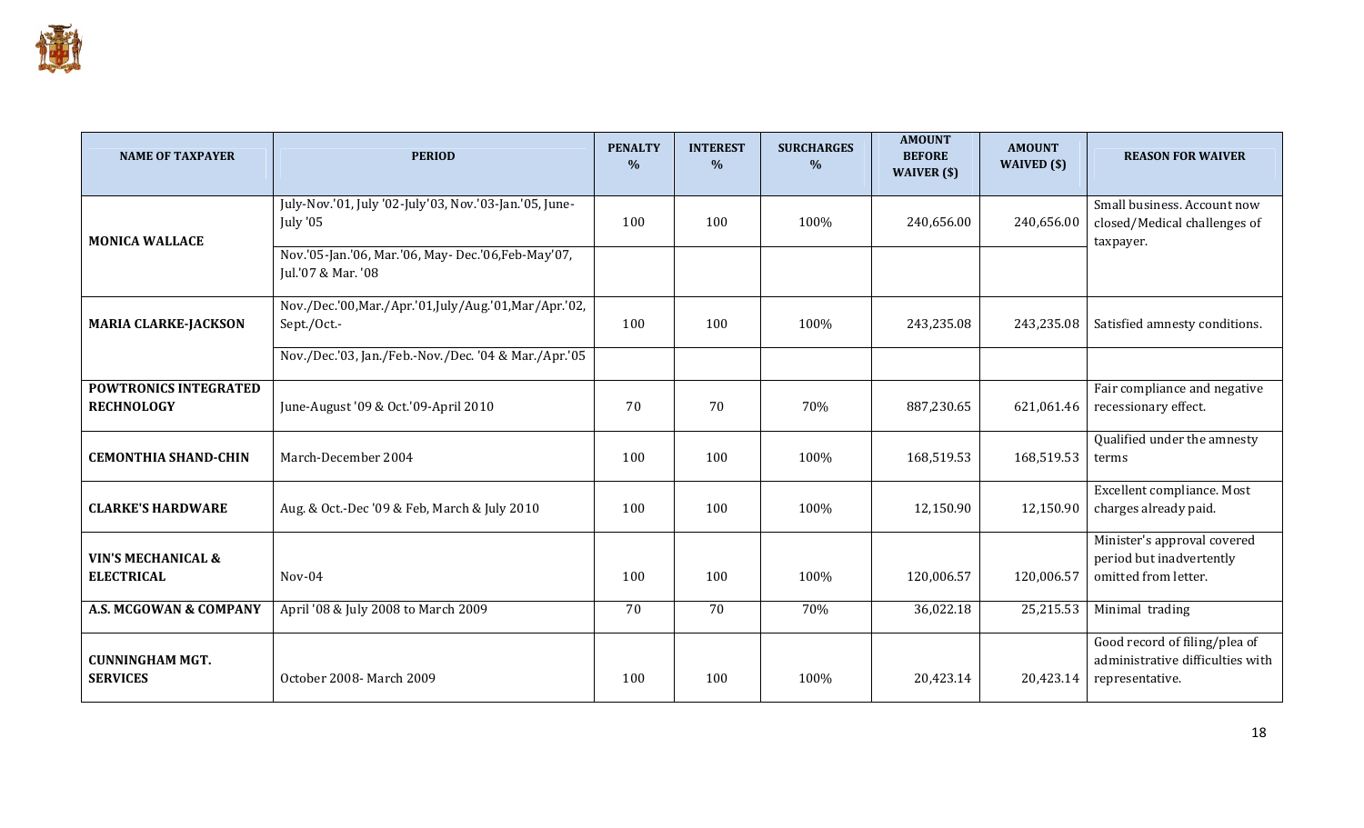| NAME OF TAXPAYER | PERIOD | PENALTY % | INTEREST % | SURCHARGES % | AMOUNT BEFORE WAIVER ($) | AMOUNT WAIVED ($) | REASON FOR WAIVER |
|---|---|---|---|---|---|---|---|
| MONICA WALLACE | July-Nov.'01, July '02-July'03, Nov.'03-Jan.'05, June-July '05 | 100 | 100 | 100% | 240,656.00 | 240,656.00 | Small business. Account now closed/Medical challenges of taxpayer. |
| | Nov.'05-Jan.'06, Mar.'06, May- Dec.'06,Feb-May'07, Jul.'07 & Mar. '08 | | | | | | |
| MARIA CLARKE-JACKSON | Nov./Dec.'00,Mar./Apr.'01,July/Aug.'01,Mar/Apr.'02, Sept./Oct.- | 100 | 100 | 100% | 243,235.08 | 243,235.08 | Satisfied amnesty conditions. |
| | Nov./Dec.'03, Jan./Feb.-Nov./Dec. '04 & Mar./Apr.'05 | | | | | | |
| POWTRONICS INTEGRATED RECHNOLOGY | June-August '09 & Oct.'09-April 2010 | 70 | 70 | 70% | 887,230.65 | 621,061.46 | Fair compliance and negative recessionary effect. |
| CEMONTHIA SHAND-CHIN | March-December 2004 | 100 | 100 | 100% | 168,519.53 | 168,519.53 | Qualified under the amnesty terms |
| CLARKE'S HARDWARE | Aug. & Oct.-Dec '09 & Feb, March & July 2010 | 100 | 100 | 100% | 12,150.90 | 12,150.90 | Excellent compliance. Most charges already paid. |
| VIN'S MECHANICAL & ELECTRICAL | Nov-04 | 100 | 100 | 100% | 120,006.57 | 120,006.57 | Minister's approval covered period but inadvertently omitted from letter. |
| A.S. MCGOWAN & COMPANY | April '08 & July 2008 to March 2009 | 70 | 70 | 70% | 36,022.18 | 25,215.53 | Minimal trading |
| CUNNINGHAM MGT. SERVICES | October 2008- March 2009 | 100 | 100 | 100% | 20,423.14 | 20,423.14 | Good record of filing/plea of administrative difficulties with representative. |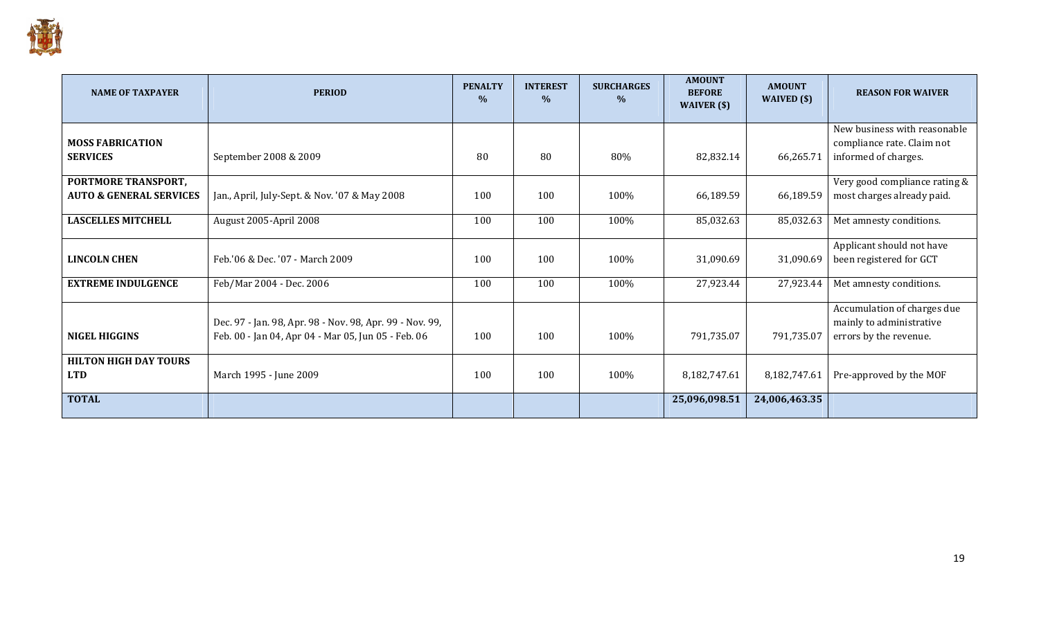| NAME OF TAXPAYER | PERIOD | PENALTY % | INTEREST % | SURCHARGES % | AMOUNT BEFORE WAIVER ($) | AMOUNT WAIVED ($) | REASON FOR WAIVER |
|---|---|---|---|---|---|---|---|
| **MOSS FABRICATION SERVICES** | September 2008 & 2009 | 80 | 80 | 80% | 82,832.14 | 66,265.71 | New business with reasonable compliance rate. Claim not informed of charges. |
| **PORTMORE TRANSPORT, AUTO & GENERAL SERVICES** | Jan., April, July-Sept. & Nov. '07 & May 2008 | 100 | 100 | 100% | 66,189.59 | 66,189.59 | Very good compliance rating & most charges already paid. |
| **LASCELLES MITCHELL** | August 2005-April 2008 | 100 | 100 | 100% | 85,032.63 | 85,032.63 | Met amnesty conditions. |
| **LINCOLN CHEN** | Feb.'06 & Dec. '07 - March 2009 | 100 | 100 | 100% | 31,090.69 | 31,090.69 | Applicant should not have been registered for GCT |
| **EXTREME INDULGENCE** | Feb/Mar 2004 - Dec. 2006 | 100 | 100 | 100% | 27,923.44 | 27,923.44 | Met amnesty conditions. |
| **NIGEL HIGGINS** | Dec. 97 - Jan. 98, Apr. 98 - Nov. 98, Apr. 99 - Nov. 99, Feb. 00 - Jan 04, Apr 04 - Mar 05, Jun 05 - Feb. 06 | 100 | 100 | 100% | 791,735.07 | 791,735.07 | Accumulation of charges due mainly to administrative errors by the revenue. |
| **HILTON HIGH DAY TOURS LTD** | March 1995 - June 2009 | 100 | 100 | 100% | 8,182,747.61 | 8,182,747.61 | Pre-approved by the MOF |
| **TOTAL** | | | | | **25,096,098.51** | **24,006,463.35** | |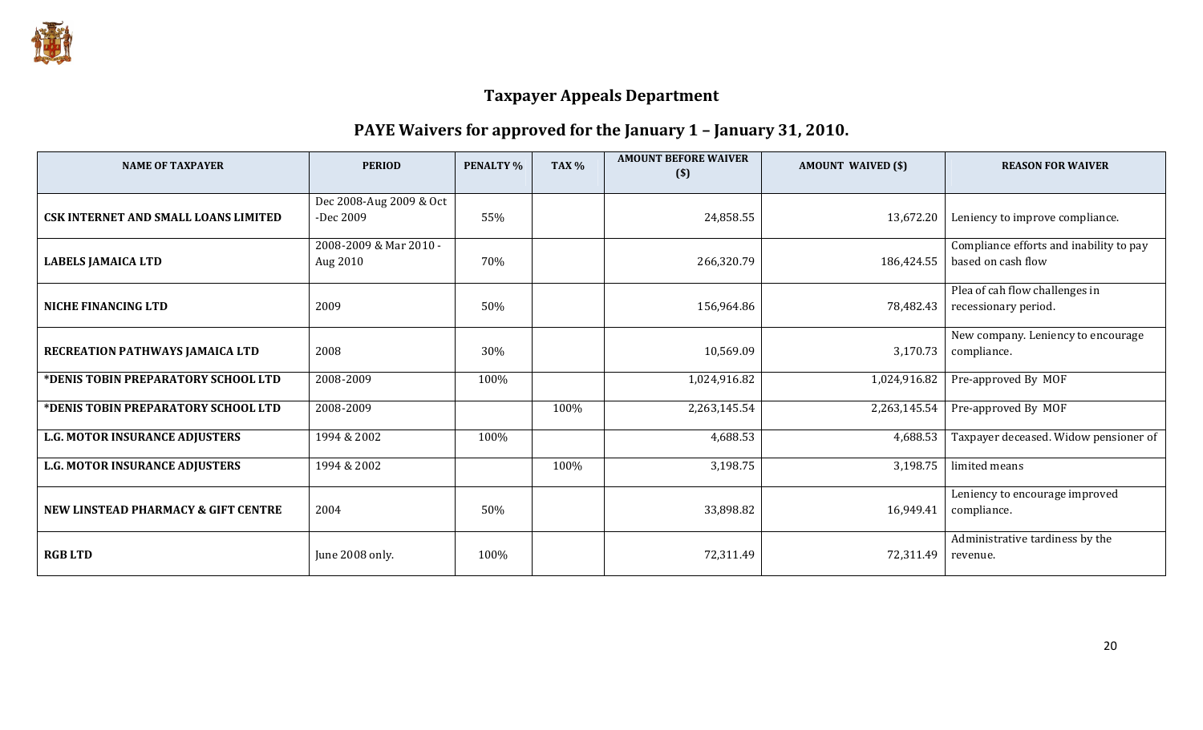## Taxpayer Appeals Department

## PAYE Waivers for approved for the January 1 – January 31, 2010.

| NAME OF TAXPAYER | PERIOD | PENALTY % | TAX % | AMOUNT BEFORE WAIVER ($) | AMOUNT WAIVED ($) | REASON FOR WAIVER |
|---|---|---|---|---|---|---|
| **CSK INTERNET AND SMALL LOANS LIMITED** | Dec 2008-Aug 2009 & Oct -Dec 2009 | 55% | | 24,858.55 | 13,672.20 | Leniency to improve compliance. |
| **LABELS JAMAICA LTD** | 2008-2009 & Mar 2010 - Aug 2010 | 70% | | 266,320.79 | 186,424.55 | Compliance efforts and inability to pay based on cash flow |
| **NICHE FINANCING LTD** | 2009 | 50% | | 156,964.86 | 78,482.43 | Plea of cah flow challenges in recessionary period. |
| **RECREATION PATHWAYS JAMAICA LTD** | 2008 | 30% | | 10,569.09 | 3,170.73 | New company. Leniency to encourage compliance. |
| **\*DENIS TOBIN PREPARATORY SCHOOL LTD** | 2008-2009 | 100% | | 1,024,916.82 | 1,024,916.82 | Pre-approved By MOF |
| **\*DENIS TOBIN PREPARATORY SCHOOL LTD** | 2008-2009 | | 100% | 2,263,145.54 | 2,263,145.54 | Pre-approved By MOF |
| **L.G. MOTOR INSURANCE ADJUSTERS** | 1994 & 2002 | 100% | | 4,688.53 | 4,688.53 | Taxpayer deceased. Widow pensioner of |
| **L.G. MOTOR INSURANCE ADJUSTERS** | 1994 & 2002 | | 100% | 3,198.75 | 3,198.75 | limited means |
| **NEW LINSTEAD PHARMACY & GIFT CENTRE** | 2004 | 50% | | 33,898.82 | 16,949.41 | Leniency to encourage improved compliance. |
| **RGB LTD** | June 2008 only. | 100% | | 72,311.49 | 72,311.49 | Administrative tardiness by the revenue. |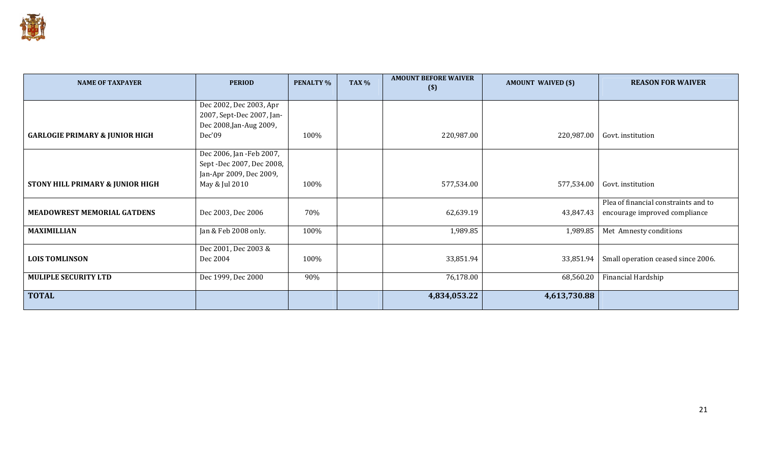| NAME OF TAXPAYER | PERIOD | PENALTY % | TAX % | AMOUNT BEFORE WAIVER ($) | AMOUNT WAIVED ($) | REASON FOR WAIVER |
|---|---|---|---|---|---|---|
| **GARLOGIE PRIMARY & JUNIOR HIGH** | Dec 2002, Dec 2003, Apr 2007, Sept-Dec 2007, Jan-Dec 2008,Jan-Aug 2009, Dec'09 | 100% | | 220,987.00 | 220,987.00 | Govt. institution |
| **STONY HILL PRIMARY & JUNIOR HIGH** | Dec 2006, Jan -Feb 2007, Sept -Dec 2007, Dec 2008, Jan-Apr 2009, Dec 2009, May & Jul 2010 | 100% | | 577,534.00 | 577,534.00 | Govt. institution |
| **MEADOWREST MEMORIAL GATDENS** | Dec 2003, Dec 2006 | 70% | | 62,639.19 | 43,847.43 | Plea of financial constraints and to encourage improved compliance |
| **MAXIMILLIAN** | Jan & Feb 2008 only. | 100% | | 1,989.85 | 1,989.85 | Met Amnesty conditions |
| **LOIS TOMLINSON** | Dec 2001, Dec 2003 & Dec 2004 | 100% | | 33,851.94 | 33,851.94 | Small operation ceased since 2006. |
| **MULIPLE SECURITY LTD** | Dec 1999, Dec 2000 | 90% | | 76,178.00 | 68,560.20 | Financial Hardship |
| **TOTAL** | | | | **4,834,053.22** | **4,613,730.88** | |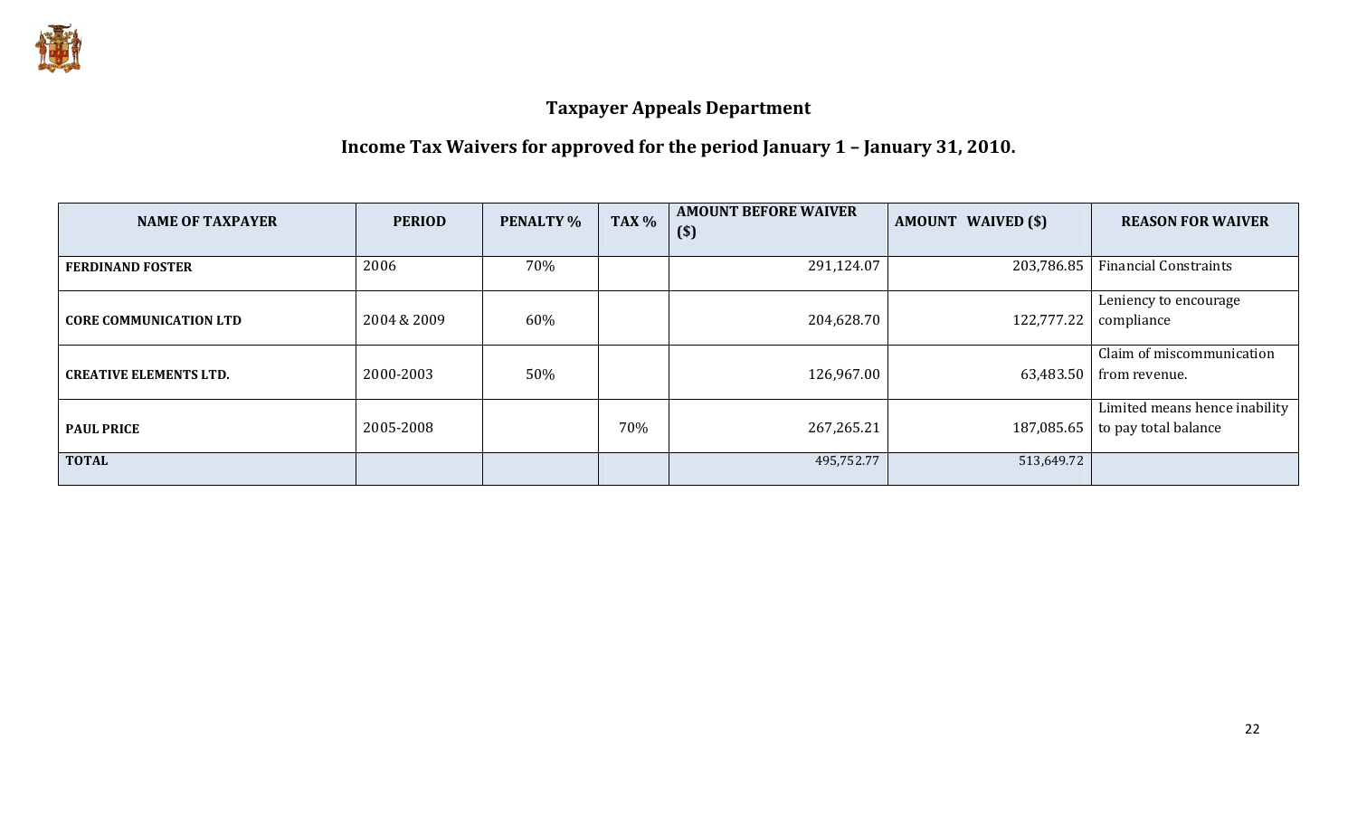## Taxpayer Appeals Department

## Income Tax Waivers for approved for the period January 1 – January 31, 2010.

| NAME OF TAXPAYER | PERIOD | PENALTY % | TAX % | AMOUNT BEFORE WAIVER ($) | AMOUNT WAIVED ($) | REASON FOR WAIVER |
|---|---|---|---|---|---|---|
| FERDINAND FOSTER | 2006 | 70% | | 291,124.07 | 203,786.85 | Financial Constraints |
| CORE COMMUNICATION LTD | 2004 & 2009 | 60% | | 204,628.70 | 122,777.22 | Leniency to encourage compliance |
| CREATIVE ELEMENTS LTD. | 2000-2003 | 50% | | 126,967.00 | 63,483.50 | Claim of miscommunication from revenue. |
| PAUL PRICE | 2005-2008 | | 70% | 267,265.21 | 187,085.65 | Limited means hence inability to pay total balance |
| TOTAL | | | | 495,752.77 | 513,649.72 | |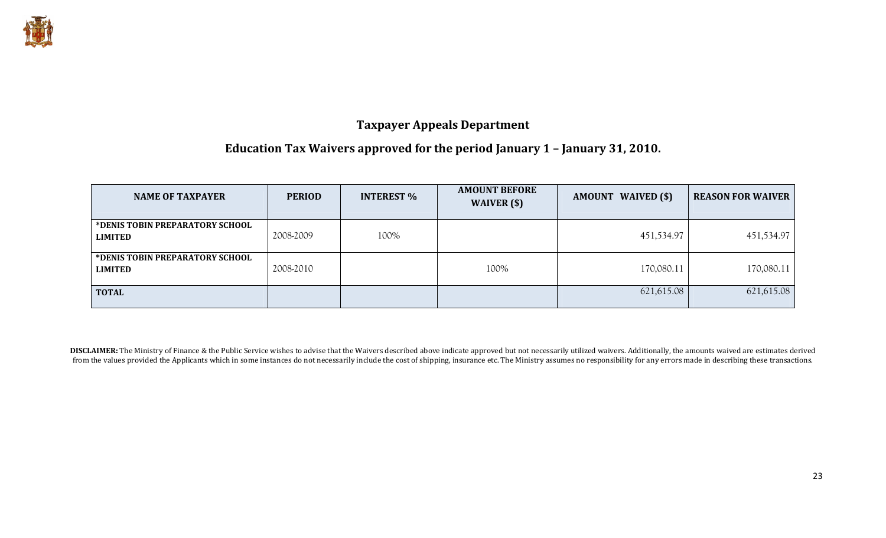## Taxpayer Appeals Department

## Education Tax Waivers approved for the period January 1 – January 31, 2010.

| NAME OF TAXPAYER | PERIOD | INTEREST % | AMOUNT BEFORE WAIVER ($) | AMOUNT WAIVED ($) | REASON FOR WAIVER |
|---|---|---|---|---|---|
| *DENIS TOBIN PREPARATORY SCHOOL LIMITED | 2008-2009 | 100% | | 451,534.97 | 451,534.97 |
| *DENIS TOBIN PREPARATORY SCHOOL LIMITED | 2008-2010 | | 100% | 170,080.11 | 170,080.11 |
| TOTAL | | | | 621,615.08 | 621,615.08 |

**DISCLAIMER:** The Ministry of Finance & the Public Service wishes to advise that the Waivers described above indicate approved but not necessarily utilized waivers. Additionally, the amounts waived are estimates derived from the values provided the Applicants which in some instances do not necessarily include the cost of shipping, insurance etc. The Ministry assumes no responsibility for any errors made in describing these transactions.